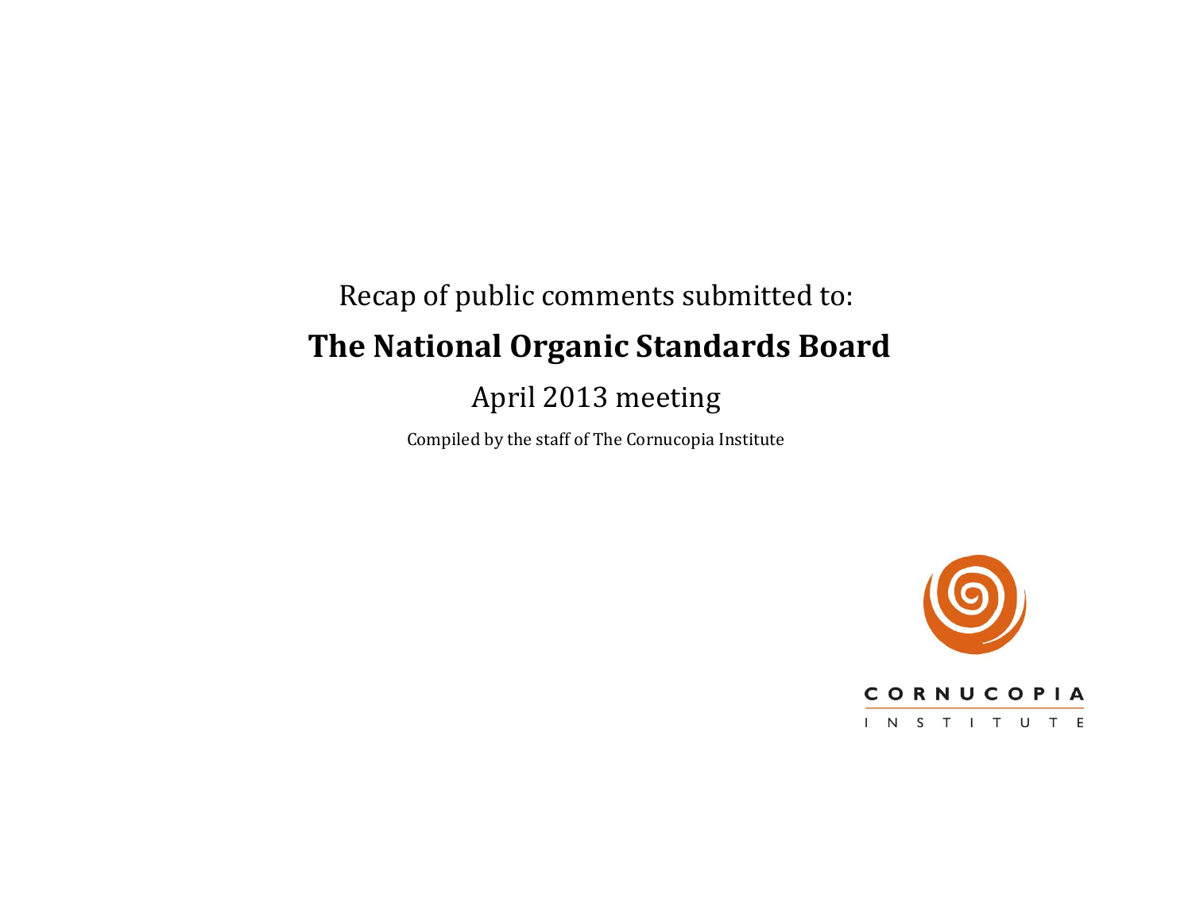Recap of public comments submitted to:

# The National Organic Standards Board

## April 2013 meeting

Compiled by the staff of The Cornucopia Institute

CORNUCOPIA INSTITUTE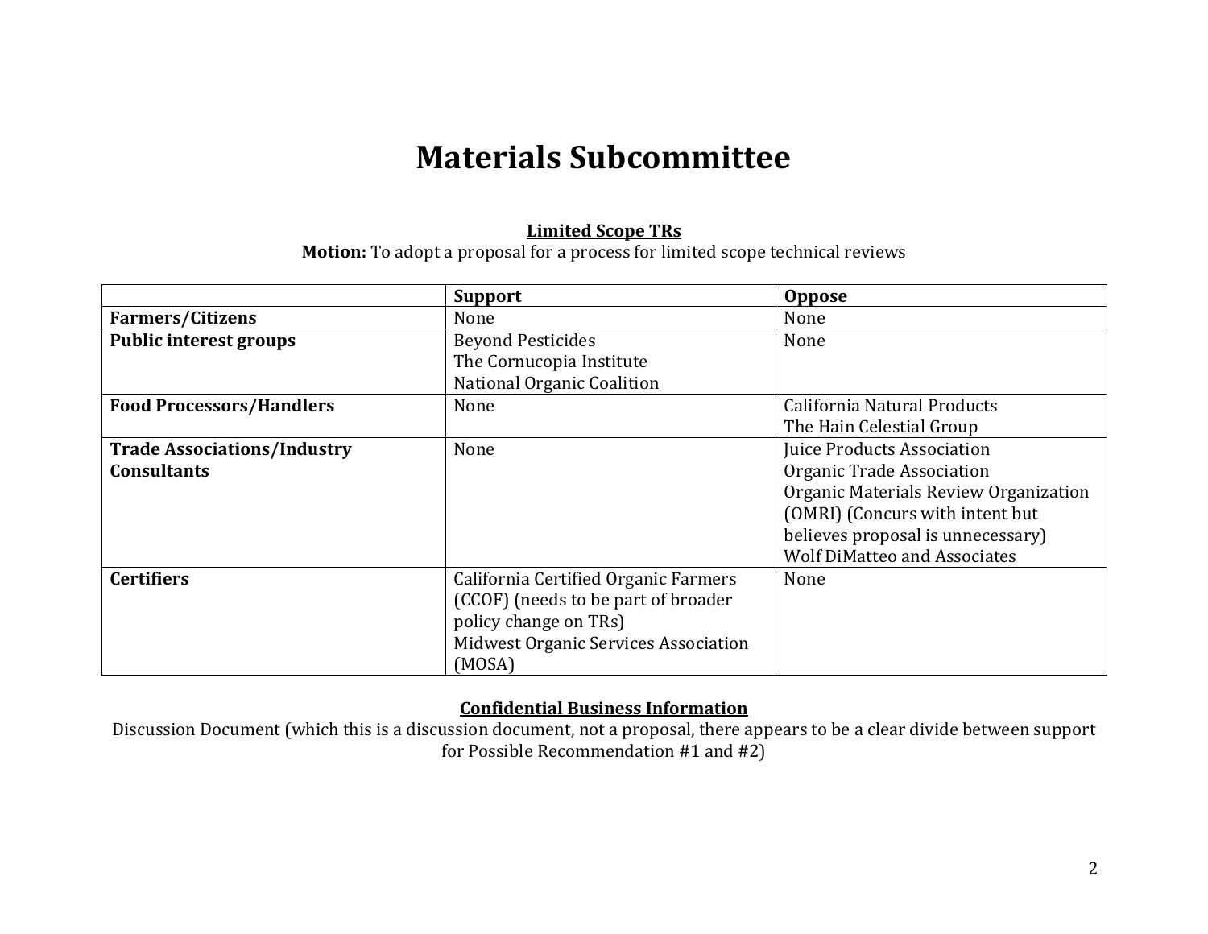# Materials Subcommittee

**Limited Scope TRs**

**Motion:** To adopt a proposal for a process for limited scope technical reviews

| | Support | Oppose |
|---|---|---|
| **Farmers/Citizens** | None | None |
| **Public interest groups** | Beyond Pesticides<br>The Cornucopia Institute<br>National Organic Coalition | None |
| **Food Processors/Handlers** | None | California Natural Products<br>The Hain Celestial Group |
| **Trade Associations/Industry Consultants** | None | Juice Products Association<br>Organic Trade Association<br>Organic Materials Review Organization (OMRI) (Concurs with intent but believes proposal is unnecessary)<br>Wolf DiMatteo and Associates |
| **Certifiers** | California Certified Organic Farmers (CCOF) (needs to be part of broader policy change on TRs)<br>Midwest Organic Services Association (MOSA) | None |

**Confidential Business Information**

Discussion Document (which this is a discussion document, not a proposal, there appears to be a clear divide between support for Possible Recommendation #1 and #2)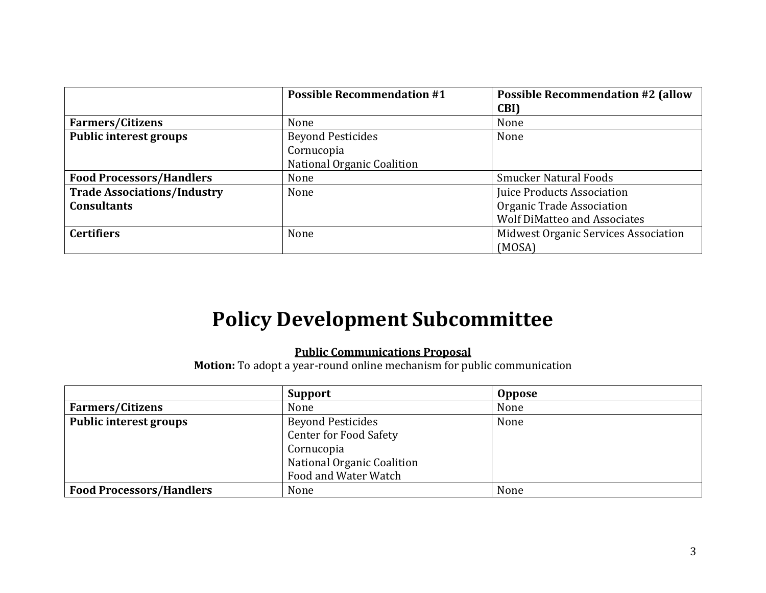| | Possible Recommendation #1 | Possible Recommendation #2 (allow CBI) |
|---|---|---|
| **Farmers/Citizens** | None | None |
| **Public interest groups** | Beyond Pesticides<br>Cornucopia<br>National Organic Coalition | None |
| **Food Processors/Handlers** | None | Smucker Natural Foods |
| **Trade Associations/Industry Consultants** | None | Juice Products Association<br>Organic Trade Association<br>Wolf DiMatteo and Associates |
| **Certifiers** | None | Midwest Organic Services Association (MOSA) |

# Policy Development Subcommittee

**Public Communications Proposal**

**Motion:** To adopt a year-round online mechanism for public communication

| | Support | Oppose |
|---|---|---|
| **Farmers/Citizens** | None | None |
| **Public interest groups** | Beyond Pesticides<br>Center for Food Safety<br>Cornucopia<br>National Organic Coalition<br>Food and Water Watch | None |
| **Food Processors/Handlers** | None | None |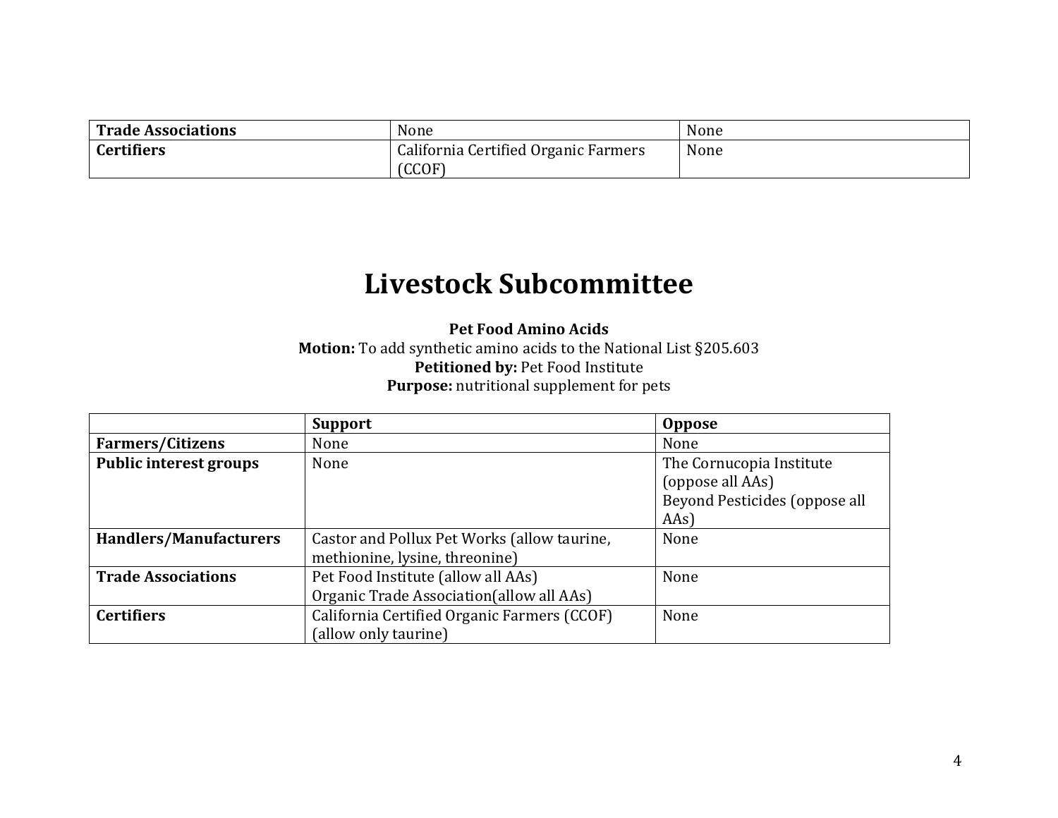| | | |
|---|---|---|
| **Trade Associations** | None | None |
| **Certifiers** | California Certified Organic Farmers (CCOF) | None |

# Livestock Subcommittee

**Pet Food Amino Acids**

**Motion:** To add synthetic amino acids to the National List §205.603

**Petitioned by:** Pet Food Institute

**Purpose:** nutritional supplement for pets

| | **Support** | **Oppose** |
|---|---|---|
| **Farmers/Citizens** | None | None |
| **Public interest groups** | None | The Cornucopia Institute (oppose all AAs)<br>Beyond Pesticides (oppose all AAs) |
| **Handlers/Manufacturers** | Castor and Pollux Pet Works (allow taurine, methionine, lysine, threonine) | None |
| **Trade Associations** | Pet Food Institute (allow all AAs)<br>Organic Trade Association(allow all AAs) | None |
| **Certifiers** | California Certified Organic Farmers (CCOF) (allow only taurine) | None |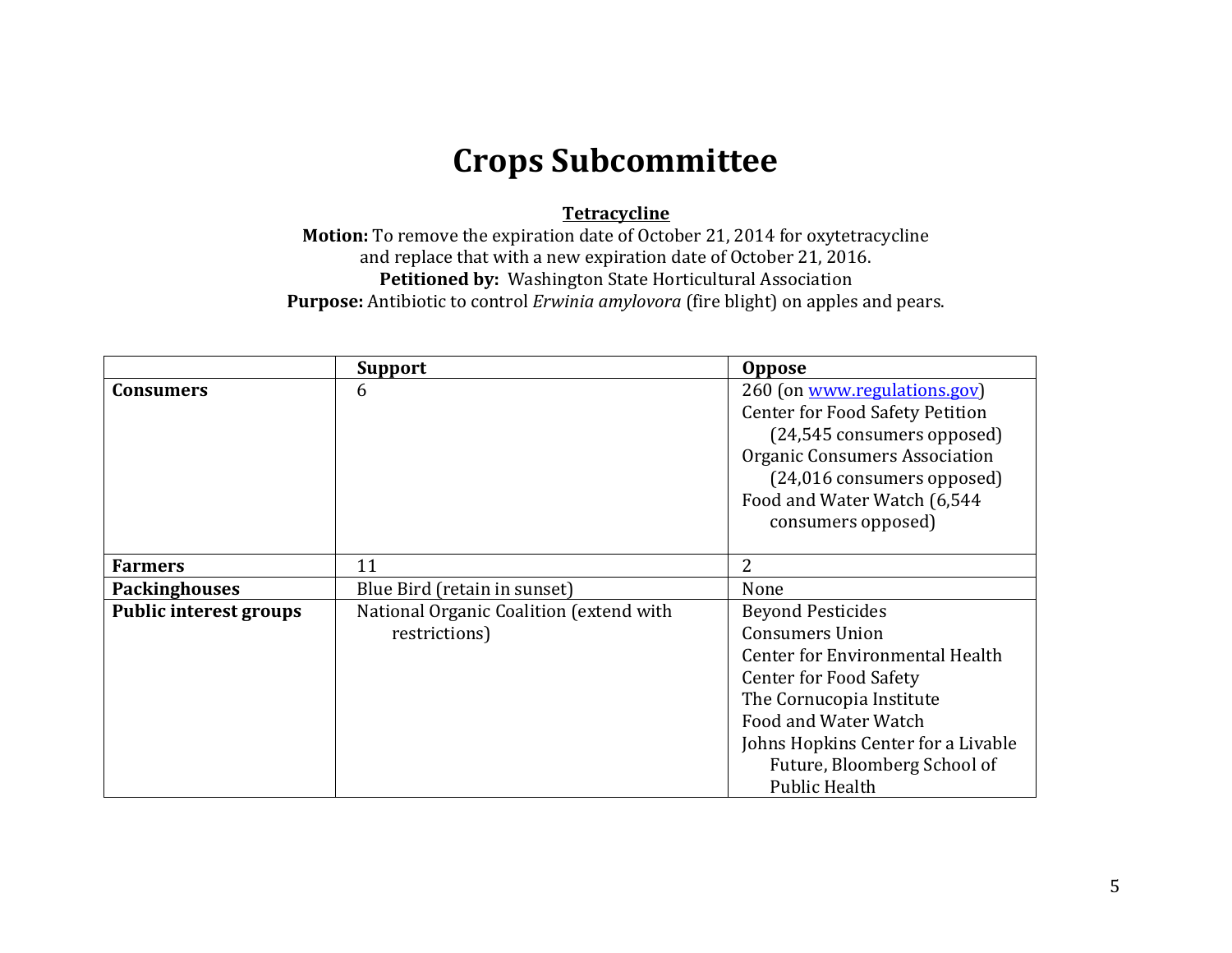# Crops Subcommittee

**Tetracycline**

**Motion:** To remove the expiration date of October 21, 2014 for oxytetracycline and replace that with a new expiration date of October 21, 2016.

**Petitioned by:** Washington State Horticultural Association

**Purpose:** Antibiotic to control *Erwinia amylovora* (fire blight) on apples and pears.

| | Support | Oppose |
|---|---|---|
| **Consumers** | 6 | 260 (on www.regulations.gov)<br>Center for Food Safety Petition (24,545 consumers opposed)<br>Organic Consumers Association (24,016 consumers opposed)<br>Food and Water Watch (6,544 consumers opposed) |
| **Farmers** | 11 | 2 |
| **Packinghouses** | Blue Bird (retain in sunset) | None |
| **Public interest groups** | National Organic Coalition (extend with restrictions) | Beyond Pesticides<br>Consumers Union<br>Center for Environmental Health<br>Center for Food Safety<br>The Cornucopia Institute<br>Food and Water Watch<br>Johns Hopkins Center for a Livable Future, Bloomberg School of Public Health |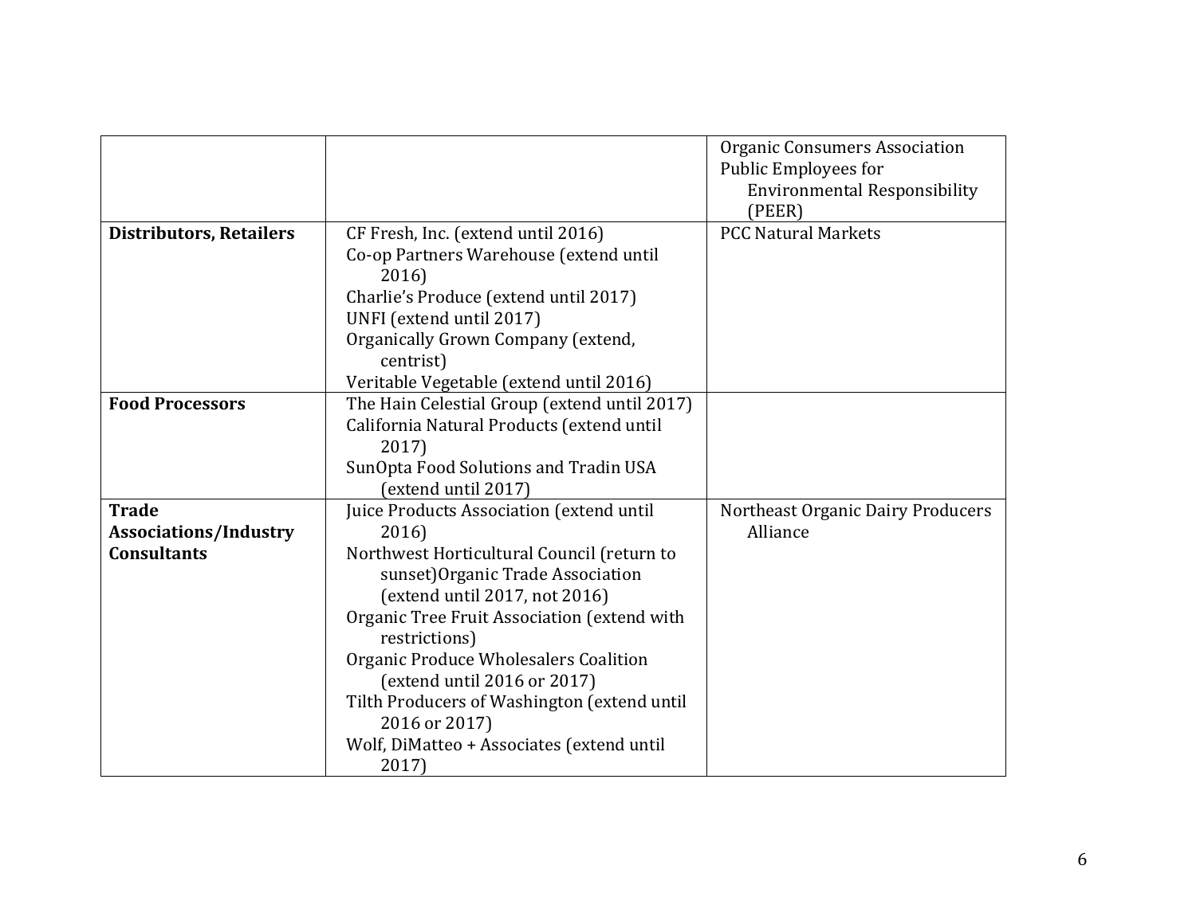| | | |
|---|---|---|
| | | Organic Consumers Association<br>Public Employees for Environmental Responsibility (PEER) |
| **Distributors, Retailers** | CF Fresh, Inc. (extend until 2016)<br>Co-op Partners Warehouse (extend until 2016)<br>Charlie's Produce (extend until 2017)<br>UNFI (extend until 2017)<br>Organically Grown Company (extend, centrist)<br>Veritable Vegetable (extend until 2016) | PCC Natural Markets |
| **Food Processors** | The Hain Celestial Group (extend until 2017)<br>California Natural Products (extend until 2017)<br>SunOpta Food Solutions and Tradin USA (extend until 2017) | |
| **Trade Associations/Industry Consultants** | Juice Products Association (extend until 2016)<br>Northwest Horticultural Council (return to sunset)Organic Trade Association (extend until 2017, not 2016)<br>Organic Tree Fruit Association (extend with restrictions)<br>Organic Produce Wholesalers Coalition (extend until 2016 or 2017)<br>Tilth Producers of Washington (extend until 2016 or 2017)<br>Wolf, DiMatteo + Associates (extend until 2017) | Northeast Organic Dairy Producers Alliance |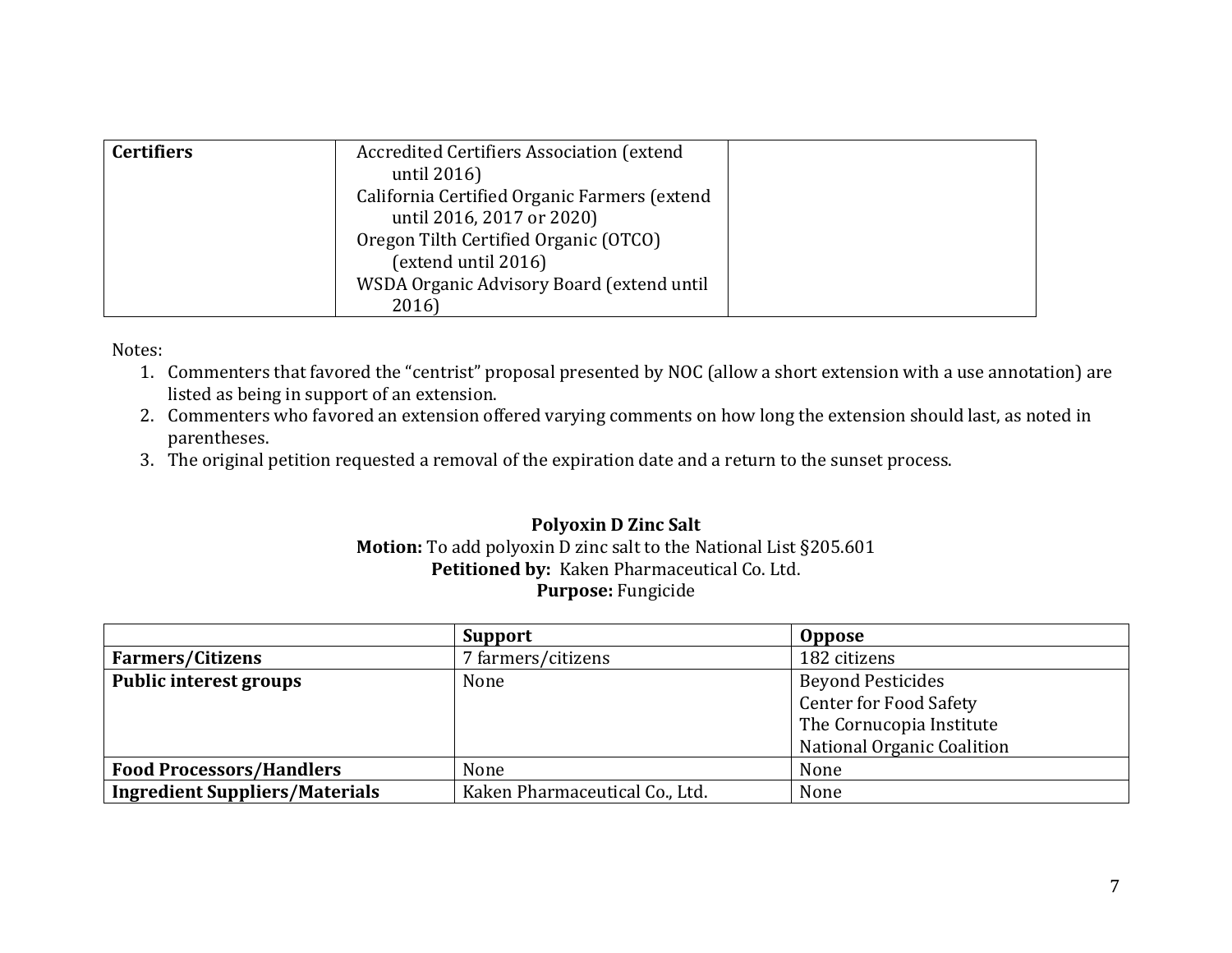| Certifiers | Accredited Certifiers Association (extend until 2016)<br>California Certified Organic Farmers (extend until 2016, 2017 or 2020)<br>Oregon Tilth Certified Organic (OTCO) (extend until 2016)<br>WSDA Organic Advisory Board (extend until 2016) | |
|---|---|---|

Notes:

1. Commenters that favored the "centrist" proposal presented by NOC (allow a short extension with a use annotation) are listed as being in support of an extension.
2. Commenters who favored an extension offered varying comments on how long the extension should last, as noted in parentheses.
3. The original petition requested a removal of the expiration date and a return to the sunset process.

**Polyoxin D Zinc Salt**

**Motion:** To add polyoxin D zinc salt to the National List §205.601

**Petitioned by:** Kaken Pharmaceutical Co. Ltd.

**Purpose:** Fungicide

| | Support | Oppose |
|---|---|---|
| **Farmers/Citizens** | 7 farmers/citizens | 182 citizens |
| **Public interest groups** | None | Beyond Pesticides<br>Center for Food Safety<br>The Cornucopia Institute<br>National Organic Coalition |
| **Food Processors/Handlers** | None | None |
| **Ingredient Suppliers/Materials** | Kaken Pharmaceutical Co., Ltd. | None |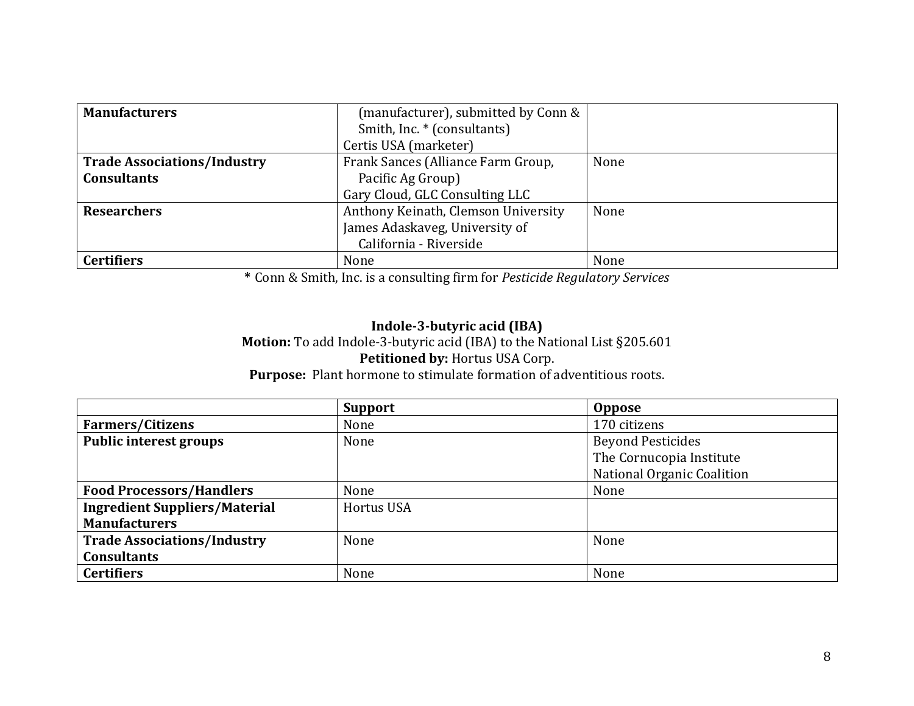| | | |
|---|---|---|
| **Manufacturers** | (manufacturer), submitted by Conn & Smith, Inc. * (consultants)<br>Certis USA (marketer) | |
| **Trade Associations/Industry Consultants** | Frank Sances (Alliance Farm Group, Pacific Ag Group)<br>Gary Cloud, GLC Consulting LLC | None |
| **Researchers** | Anthony Keinath, Clemson University<br>James Adaskaveg, University of California - Riverside | None |
| **Certifiers** | None | None |

**\*** Conn & Smith, Inc. is a consulting firm for *Pesticide Regulatory Services*

**Indole-3-butyric acid (IBA)**

**Motion:** To add Indole-3-butyric acid (IBA) to the National List §205.601

**Petitioned by:** Hortus USA Corp.

**Purpose:** Plant hormone to stimulate formation of adventitious roots.

| | **Support** | **Oppose** |
|---|---|---|
| **Farmers/Citizens** | None | 170 citizens |
| **Public interest groups** | None | Beyond Pesticides<br>The Cornucopia Institute<br>National Organic Coalition |
| **Food Processors/Handlers** | None | None |
| **Ingredient Suppliers/Material Manufacturers** | Hortus USA | |
| **Trade Associations/Industry Consultants** | None | None |
| **Certifiers** | None | None |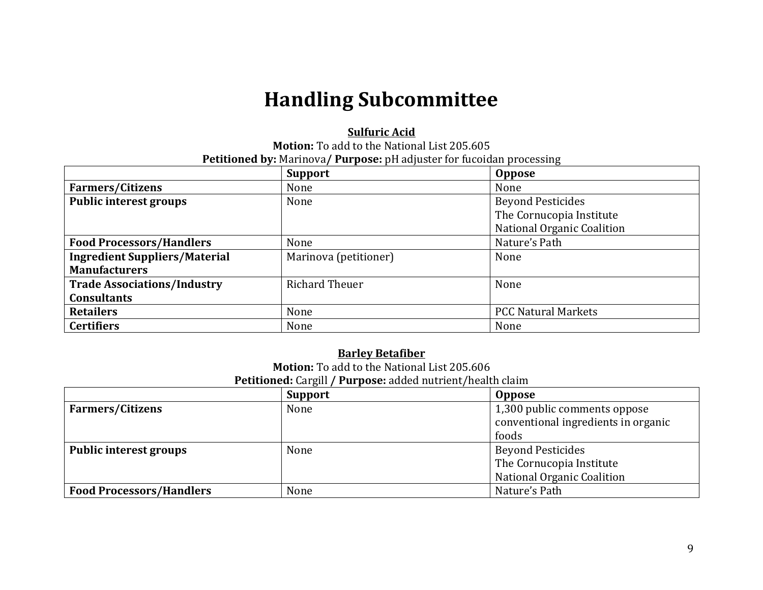# Handling Subcommittee

**Sulfuric Acid**

**Motion:** To add to the National List 205.605

**Petitioned by:** Marinova **/ Purpose:** pH adjuster for fucoidan processing

| | **Support** | **Oppose** |
|---|---|---|
| **Farmers/Citizens** | None | None |
| **Public interest groups** | None | Beyond Pesticides<br>The Cornucopia Institute<br>National Organic Coalition |
| **Food Processors/Handlers** | None | Nature's Path |
| **Ingredient Suppliers/Material Manufacturers** | Marinova (petitioner) | None |
| **Trade Associations/Industry Consultants** | Richard Theuer | None |
| **Retailers** | None | PCC Natural Markets |
| **Certifiers** | None | None |

**Barley Betafiber**

**Motion:** To add to the National List 205.606

**Petitioned:** Cargill **/ Purpose:** added nutrient/health claim

| | **Support** | **Oppose** |
|---|---|---|
| **Farmers/Citizens** | None | 1,300 public comments oppose conventional ingredients in organic foods |
| **Public interest groups** | None | Beyond Pesticides<br>The Cornucopia Institute<br>National Organic Coalition |
| **Food Processors/Handlers** | None | Nature's Path |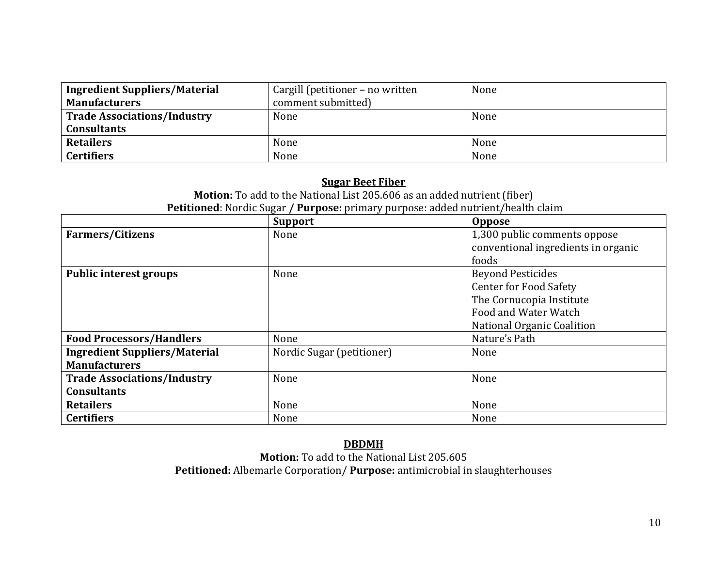| | | |
|---|---|---|
| **Ingredient Suppliers/Material Manufacturers** | Cargill (petitioner – no written comment submitted) | None |
| **Trade Associations/Industry Consultants** | None | None |
| **Retailers** | None | None |
| **Certifiers** | None | None |

**Sugar Beet Fiber**

**Motion:** To add to the National List 205.606 as an added nutrient (fiber)

**Petitioned**: Nordic Sugar **/ Purpose:** primary purpose: added nutrient/health claim

| | Support | Oppose |
|---|---|---|
| **Farmers/Citizens** | None | 1,300 public comments oppose conventional ingredients in organic foods |
| **Public interest groups** | None | Beyond Pesticides<br>Center for Food Safety<br>The Cornucopia Institute<br>Food and Water Watch<br>National Organic Coalition |
| **Food Processors/Handlers** | None | Nature's Path |
| **Ingredient Suppliers/Material Manufacturers** | Nordic Sugar (petitioner) | None |
| **Trade Associations/Industry Consultants** | None | None |
| **Retailers** | None | None |
| **Certifiers** | None | None |

**DBDMH**

**Motion:** To add to the National List 205.605

**Petitioned:** Albemarle Corporation/ **Purpose:** antimicrobial in slaughterhouses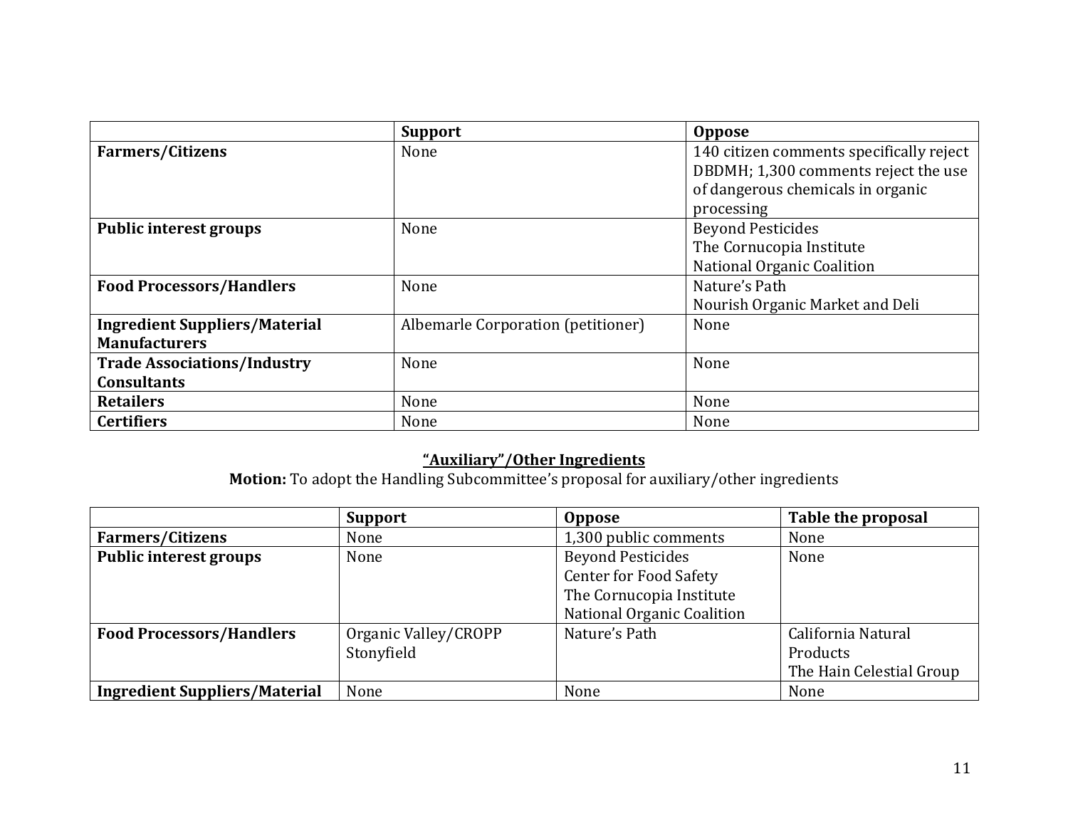| | Support | Oppose |
|---|---|---|
| **Farmers/Citizens** | None | 140 citizen comments specifically reject DBDMH; 1,300 comments reject the use of dangerous chemicals in organic processing |
| **Public interest groups** | None | Beyond Pesticides<br>The Cornucopia Institute<br>National Organic Coalition |
| **Food Processors/Handlers** | None | Nature's Path<br>Nourish Organic Market and Deli |
| **Ingredient Suppliers/Material Manufacturers** | Albemarle Corporation (petitioner) | None |
| **Trade Associations/Industry Consultants** | None | None |
| **Retailers** | None | None |
| **Certifiers** | None | None |

## "Auxiliary"/Other Ingredients

**Motion:** To adopt the Handling Subcommittee's proposal for auxiliary/other ingredients

| | Support | Oppose | Table the proposal |
|---|---|---|---|
| **Farmers/Citizens** | None | 1,300 public comments | None |
| **Public interest groups** | None | Beyond Pesticides<br>Center for Food Safety<br>The Cornucopia Institute<br>National Organic Coalition | None |
| **Food Processors/Handlers** | Organic Valley/CROPP<br>Stonyfield | Nature's Path | California Natural Products<br>The Hain Celestial Group |
| **Ingredient Suppliers/Material** | None | None | None |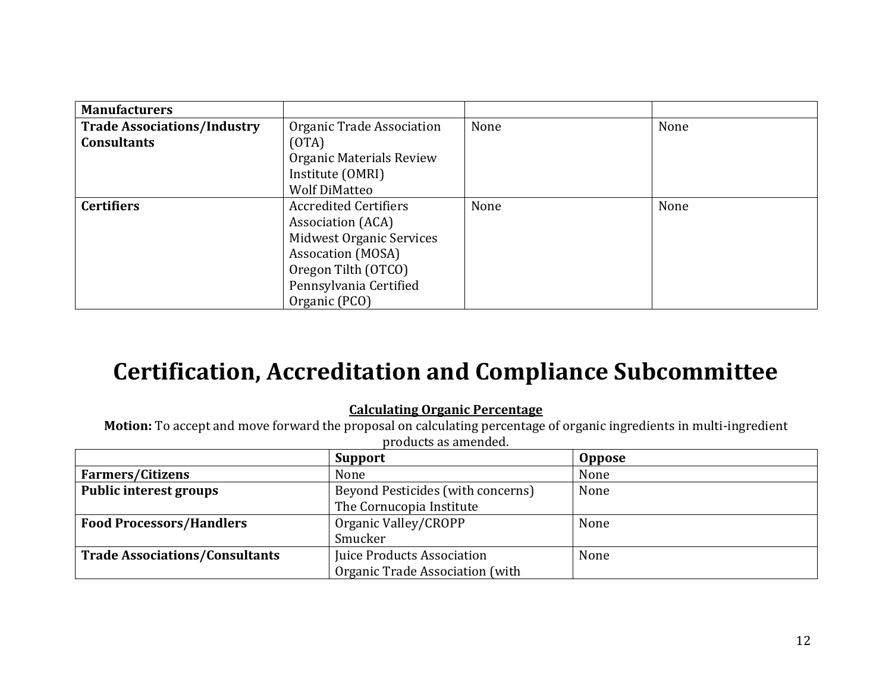| Manufacturers | | | |
|---|---|---|---|
| **Trade Associations/Industry Consultants** | Organic Trade Association (OTA)<br>Organic Materials Review Institute (OMRI)<br>Wolf DiMatteo | None | None |
| **Certifiers** | Accredited Certifiers Association (ACA)<br>Midwest Organic Services Assocation (MOSA)<br>Oregon Tilth (OTCO)<br>Pennsylvania Certified Organic (PCO) | None | None |

# Certification, Accreditation and Compliance Subcommittee

**Calculating Organic Percentage**

**Motion:** To accept and move forward the proposal on calculating percentage of organic ingredients in multi-ingredient products as amended.

| | Support | Oppose |
|---|---|---|
| **Farmers/Citizens** | None | None |
| **Public interest groups** | Beyond Pesticides (with concerns)<br>The Cornucopia Institute | None |
| **Food Processors/Handlers** | Organic Valley/CROPP<br>Smucker | None |
| **Trade Associations/Consultants** | Juice Products Association<br>Organic Trade Association (with | None |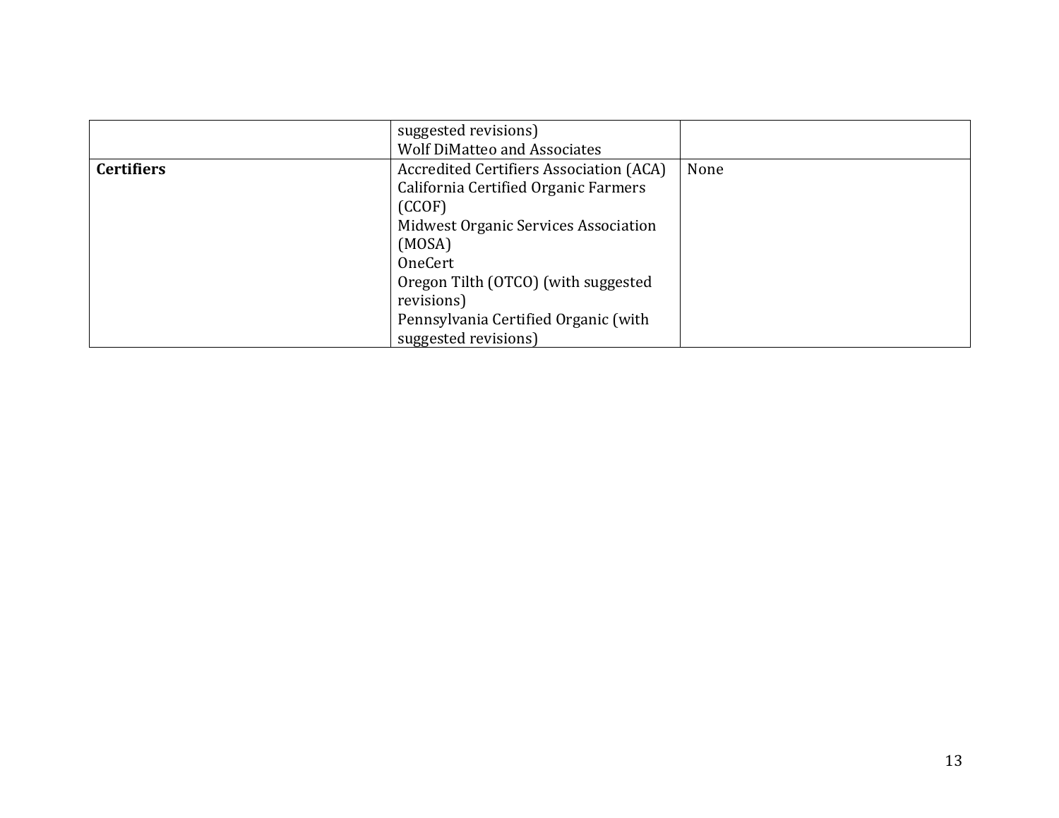| | | |
|---|---|---|
| | suggested revisions)<br>Wolf DiMatteo and Associates | |
| **Certifiers** | Accredited Certifiers Association (ACA)<br>California Certified Organic Farmers (CCOF)<br>Midwest Organic Services Association (MOSA)<br>OneCert<br>Oregon Tilth (OTCO) (with suggested revisions)<br>Pennsylvania Certified Organic (with suggested revisions) | None |